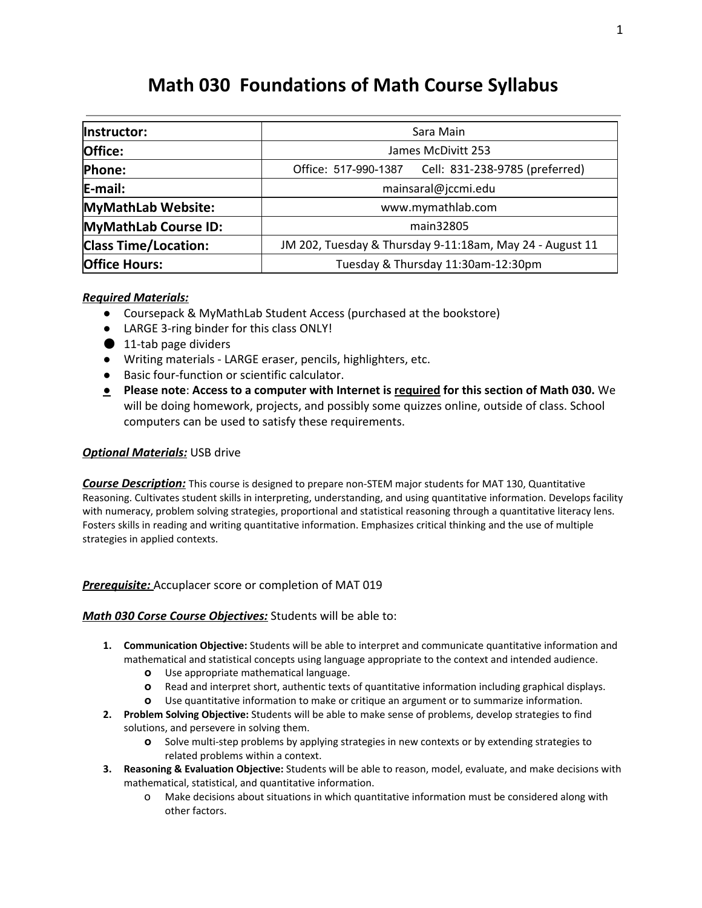# Math 030 Foundations of Math Course Syllabus

| **Instructor:** | Sara Main |
|---|---|
| **Office:** | James McDivitt 253 |
| **Phone:** | Office: 517-990-1387 Cell: 831-238-9785 (preferred) |
| **E-mail:** | mainsaral@jccmi.edu |
| **MyMathLab Website:** | www.mymathlab.com |
| **MyMathLab Course ID:** | main32805 |
| **Class Time/Location:** | JM 202, Tuesday & Thursday 9-11:18am, May 24 - August 11 |
| **Office Hours:** | Tuesday & Thursday 11:30am-12:30pm |

***Required Materials:***

- Coursepack & MyMathLab Student Access (purchased at the bookstore)
- LARGE 3-ring binder for this class ONLY!
- 11-tab page dividers
- Writing materials - LARGE eraser, pencils, highlighters, etc.
- Basic four-function or scientific calculator.
- **Please note**: **Access to a computer with Internet is required for this section of Math 030.** We will be doing homework, projects, and possibly some quizzes online, outside of class. School computers can be used to satisfy these requirements.

***Optional Materials:*** USB drive

***Course Description:*** This course is designed to prepare non-STEM major students for MAT 130, Quantitative Reasoning. Cultivates student skills in interpreting, understanding, and using quantitative information. Develops facility with numeracy, problem solving strategies, proportional and statistical reasoning through a quantitative literacy lens. Fosters skills in reading and writing quantitative information. Emphasizes critical thinking and the use of multiple strategies in applied contexts.

***Prerequisite:*** Accuplacer score or completion of MAT 019

***Math 030 Corse Course Objectives:*** Students will be able to:

1. **Communication Objective:** Students will be able to interpret and communicate quantitative information and mathematical and statistical concepts using language appropriate to the context and intended audience.
   - Use appropriate mathematical language.
   - Read and interpret short, authentic texts of quantitative information including graphical displays.
   - Use quantitative information to make or critique an argument or to summarize information.
2. **Problem Solving Objective:** Students will be able to make sense of problems, develop strategies to find solutions, and persevere in solving them.
   - Solve multi-step problems by applying strategies in new contexts or by extending strategies to related problems within a context.
3. **Reasoning & Evaluation Objective:** Students will be able to reason, model, evaluate, and make decisions with mathematical, statistical, and quantitative information.
   - Make decisions about situations in which quantitative information must be considered along with other factors.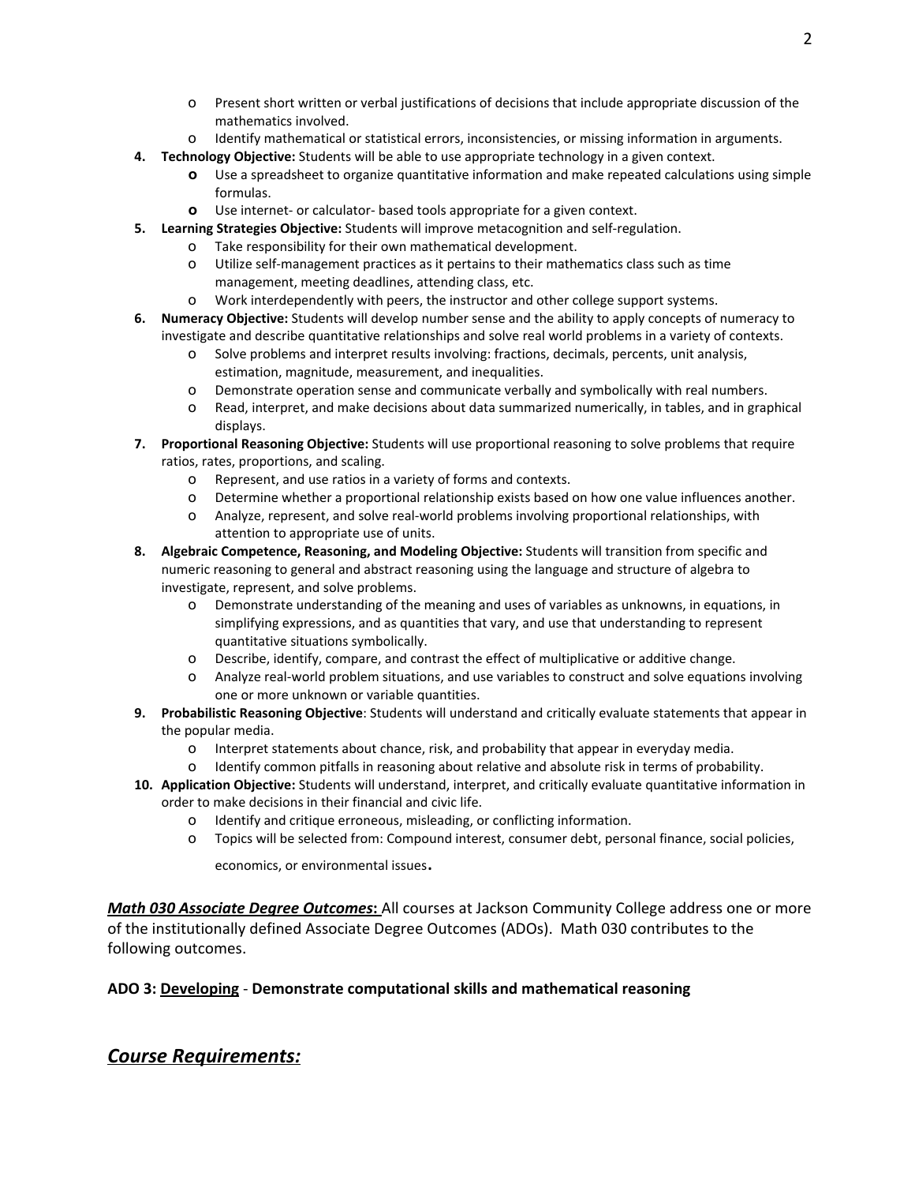- Present short written or verbal justifications of decisions that include appropriate discussion of the mathematics involved.
  - Identify mathematical or statistical errors, inconsistencies, or missing information in arguments.
4. **Technology Objective:** Students will be able to use appropriate technology in a given context.
   - Use a spreadsheet to organize quantitative information and make repeated calculations using simple formulas.
   - Use internet- or calculator- based tools appropriate for a given context.
5. **Learning Strategies Objective:** Students will improve metacognition and self-regulation.
   - Take responsibility for their own mathematical development.
   - Utilize self-management practices as it pertains to their mathematics class such as time management, meeting deadlines, attending class, etc.
   - Work interdependently with peers, the instructor and other college support systems.
6. **Numeracy Objective:** Students will develop number sense and the ability to apply concepts of numeracy to investigate and describe quantitative relationships and solve real world problems in a variety of contexts.
   - Solve problems and interpret results involving: fractions, decimals, percents, unit analysis, estimation, magnitude, measurement, and inequalities.
   - Demonstrate operation sense and communicate verbally and symbolically with real numbers.
   - Read, interpret, and make decisions about data summarized numerically, in tables, and in graphical displays.
7. **Proportional Reasoning Objective:** Students will use proportional reasoning to solve problems that require ratios, rates, proportions, and scaling.
   - Represent, and use ratios in a variety of forms and contexts.
   - Determine whether a proportional relationship exists based on how one value influences another.
   - Analyze, represent, and solve real-world problems involving proportional relationships, with attention to appropriate use of units.
8. **Algebraic Competence, Reasoning, and Modeling Objective:** Students will transition from specific and numeric reasoning to general and abstract reasoning using the language and structure of algebra to investigate, represent, and solve problems.
   - Demonstrate understanding of the meaning and uses of variables as unknowns, in equations, in simplifying expressions, and as quantities that vary, and use that understanding to represent quantitative situations symbolically.
   - Describe, identify, compare, and contrast the effect of multiplicative or additive change.
   - Analyze real-world problem situations, and use variables to construct and solve equations involving one or more unknown or variable quantities.
9. **Probabilistic Reasoning Objective**: Students will understand and critically evaluate statements that appear in the popular media.
   - Interpret statements about chance, risk, and probability that appear in everyday media.
   - Identify common pitfalls in reasoning about relative and absolute risk in terms of probability.
10. **Application Objective:** Students will understand, interpret, and critically evaluate quantitative information in order to make decisions in their financial and civic life.
    - Identify and critique erroneous, misleading, or conflicting information.
    - Topics will be selected from: Compound interest, consumer debt, personal finance, social policies, economics, or environmental issues.

***Math 030 Associate Degree Outcomes*:** All courses at Jackson Community College address one or more of the institutionally defined Associate Degree Outcomes (ADOs). Math 030 contributes to the following outcomes.

**ADO 3: Developing - Demonstrate computational skills and mathematical reasoning**

## *Course Requirements:*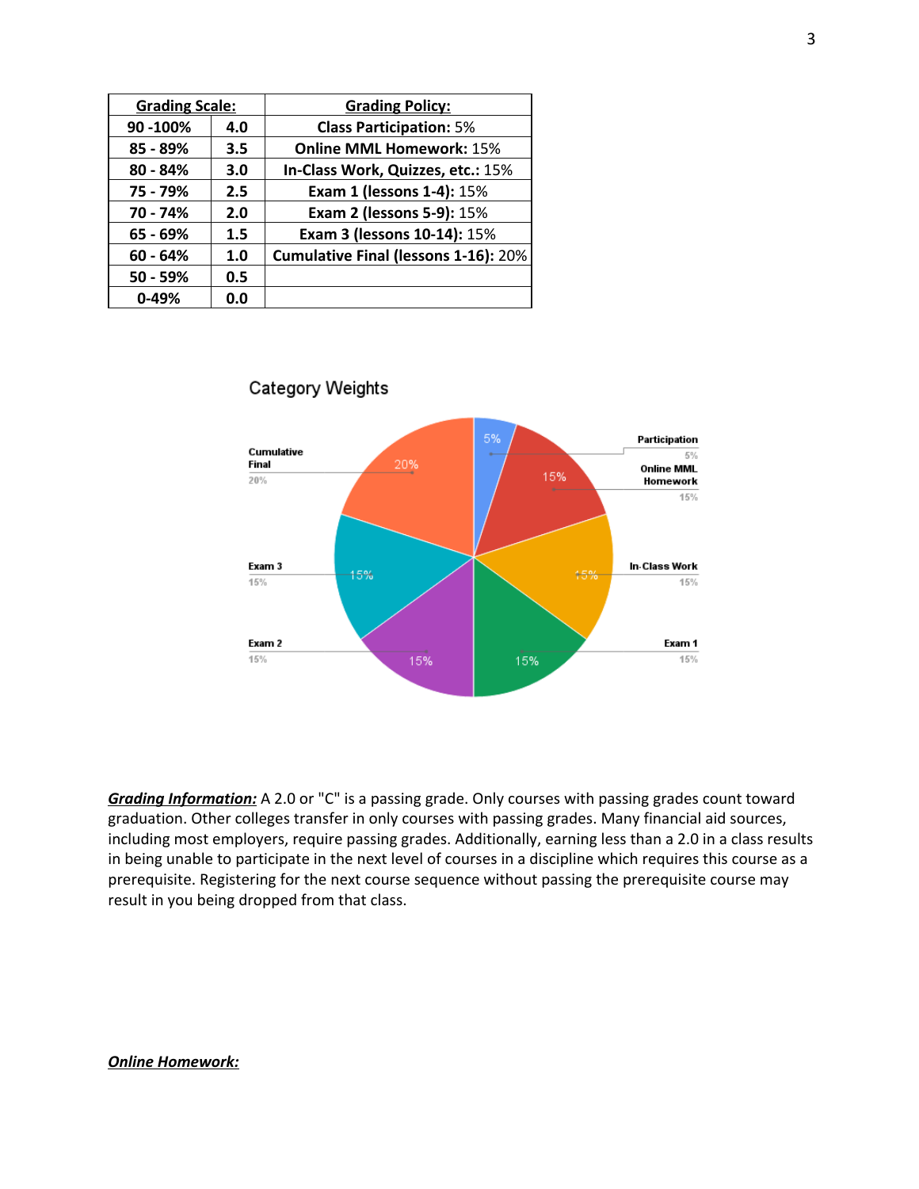| Grading Scale: | | Grading Policy: |
|---|---|---|
| 90 -100% | 4.0 | **Class Participation:** 5% |
| 85 - 89% | 3.5 | **Online MML Homework:** 15% |
| 80 - 84% | 3.0 | **In-Class Work, Quizzes, etc.:** 15% |
| 75 - 79% | 2.5 | **Exam 1 (lessons 1-4):** 15% |
| 70 - 74% | 2.0 | **Exam 2 (lessons 5-9):** 15% |
| 65 - 69% | 1.5 | **Exam 3 (lessons 10-14):** 15% |
| 60 - 64% | 1.0 | **Cumulative Final (lessons 1-16):** 20% |
| 50 - 59% | 0.5 | |
| 0-49% | 0.0 | |

Category Weights

| Category | Weight |
|---|---|
| Participation | 5% |
| Online MML Homework | 15% |
| In-Class Work | 15% |
| Exam 1 | 15% |
| Exam 2 | 15% |
| Exam 3 | 15% |
| Cumulative Final | 20% |

***Grading Information:*** A 2.0 or "C" is a passing grade. Only courses with passing grades count toward graduation. Other colleges transfer in only courses with passing grades. Many financial aid sources, including most employers, require passing grades. Additionally, earning less than a 2.0 in a class results in being unable to participate in the next level of courses in a discipline which requires this course as a prerequisite. Registering for the next course sequence without passing the prerequisite course may result in you being dropped from that class.

***Online Homework:***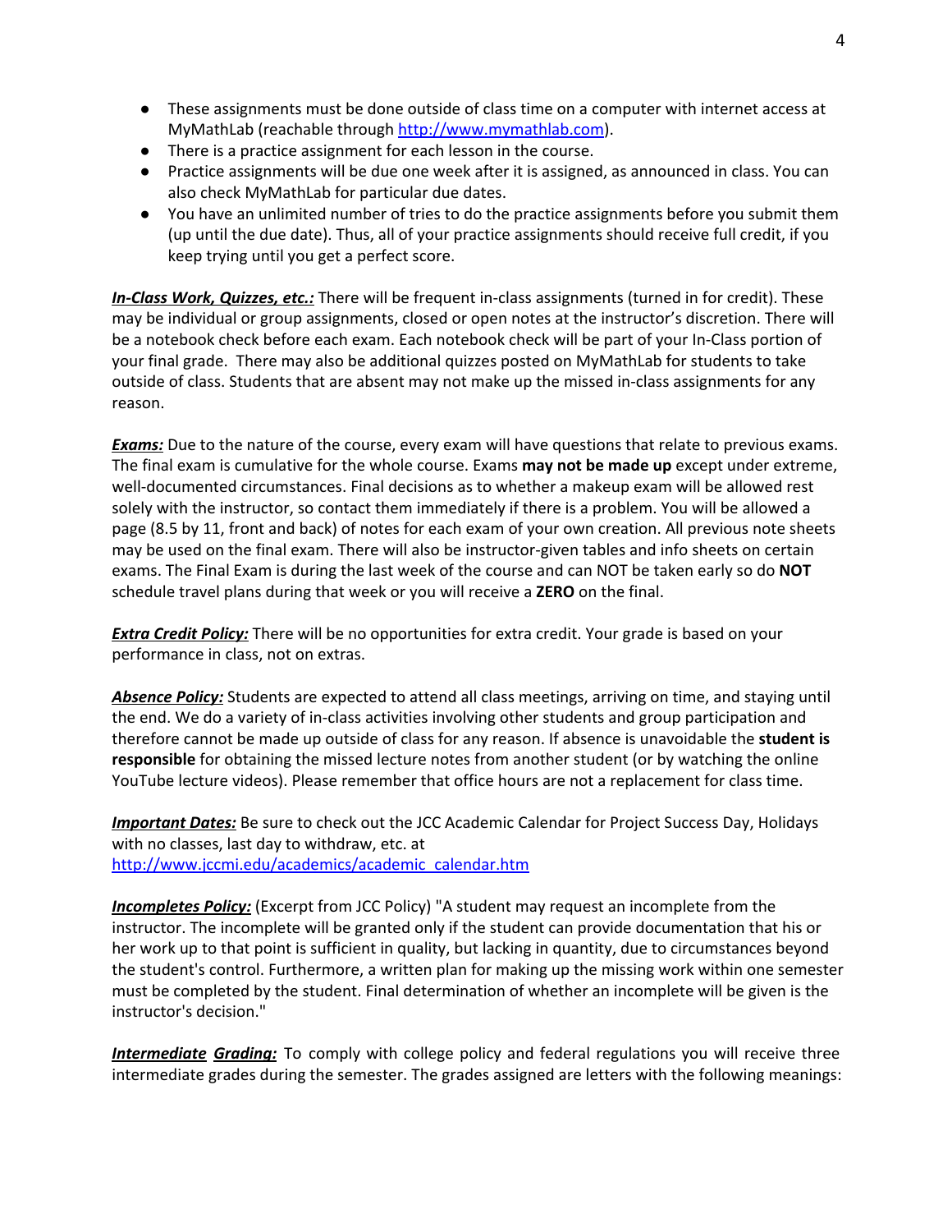- These assignments must be done outside of class time on a computer with internet access at MyMathLab (reachable through [http://www.mymathlab.com](http://www.mymathlab.com)).
- There is a practice assignment for each lesson in the course.
- Practice assignments will be due one week after it is assigned, as announced in class. You can also check MyMathLab for particular due dates.
- You have an unlimited number of tries to do the practice assignments before you submit them (up until the due date). Thus, all of your practice assignments should receive full credit, if you keep trying until you get a perfect score.

***In-Class Work, Quizzes, etc.:*** There will be frequent in-class assignments (turned in for credit). These may be individual or group assignments, closed or open notes at the instructor's discretion. There will be a notebook check before each exam. Each notebook check will be part of your In-Class portion of your final grade. There may also be additional quizzes posted on MyMathLab for students to take outside of class. Students that are absent may not make up the missed in-class assignments for any reason.

***Exams:*** Due to the nature of the course, every exam will have questions that relate to previous exams. The final exam is cumulative for the whole course. Exams **may not be made up** except under extreme, well-documented circumstances. Final decisions as to whether a makeup exam will be allowed rest solely with the instructor, so contact them immediately if there is a problem. You will be allowed a page (8.5 by 11, front and back) of notes for each exam of your own creation. All previous note sheets may be used on the final exam. There will also be instructor-given tables and info sheets on certain exams. The Final Exam is during the last week of the course and can NOT be taken early so do **NOT** schedule travel plans during that week or you will receive a **ZERO** on the final.

***Extra Credit Policy:*** There will be no opportunities for extra credit. Your grade is based on your performance in class, not on extras.

***Absence Policy:*** Students are expected to attend all class meetings, arriving on time, and staying until the end. We do a variety of in-class activities involving other students and group participation and therefore cannot be made up outside of class for any reason. If absence is unavoidable the **student is responsible** for obtaining the missed lecture notes from another student (or by watching the online YouTube lecture videos). Please remember that office hours are not a replacement for class time.

***Important Dates:*** Be sure to check out the JCC Academic Calendar for Project Success Day, Holidays with no classes, last day to withdraw, etc. at [http://www.jccmi.edu/academics/academic_calendar.htm](http://www.jccmi.edu/academics/academic_calendar.htm)

***Incompletes Policy:*** (Excerpt from JCC Policy) "A student may request an incomplete from the instructor. The incomplete will be granted only if the student can provide documentation that his or her work up to that point is sufficient in quality, but lacking in quantity, due to circumstances beyond the student's control. Furthermore, a written plan for making up the missing work within one semester must be completed by the student. Final determination of whether an incomplete will be given is the instructor's decision."

***Intermediate Grading:*** To comply with college policy and federal regulations you will receive three intermediate grades during the semester. The grades assigned are letters with the following meanings: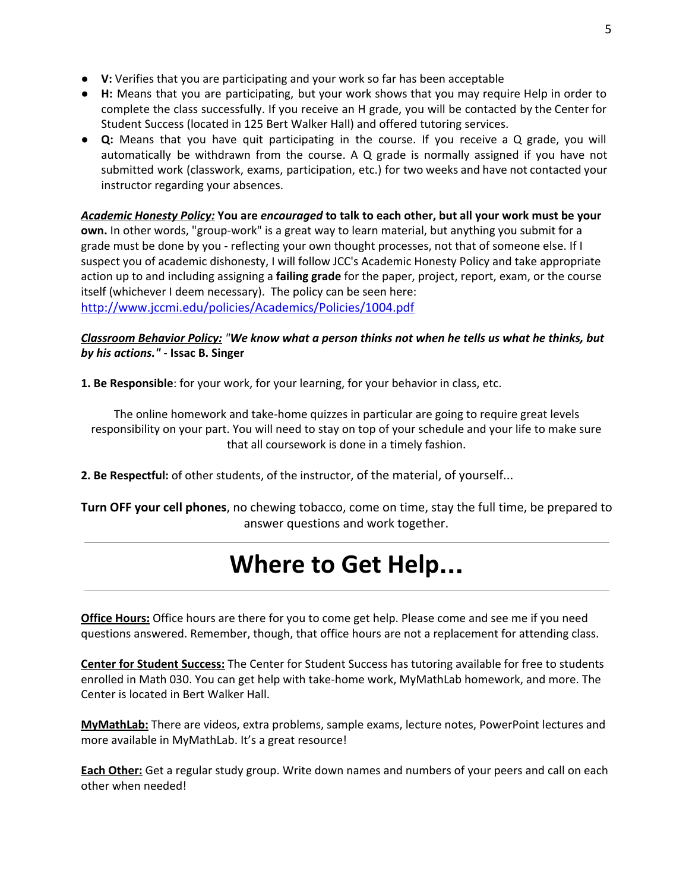- **V:** Verifies that you are participating and your work so far has been acceptable
- **H:** Means that you are participating, but your work shows that you may require Help in order to complete the class successfully. If you receive an H grade, you will be contacted by the Center for Student Success (located in 125 Bert Walker Hall) and offered tutoring services.
- **Q:** Means that you have quit participating in the course. If you receive a Q grade, you will automatically be withdrawn from the course. A Q grade is normally assigned if you have not submitted work (classwork, exams, participation, etc.) for two weeks and have not contacted your instructor regarding your absences.

***Academic Honesty Policy:*** **You are *encouraged* to talk to each other, but all your work must be your own.** In other words, "group-work" is a great way to learn material, but anything you submit for a grade must be done by you - reflecting your own thought processes, not that of someone else. If I suspect you of academic dishonesty, I will follow JCC's Academic Honesty Policy and take appropriate action up to and including assigning a **failing grade** for the paper, project, report, exam, or the course itself (whichever I deem necessary). The policy can be seen here: http://www.jccmi.edu/policies/Academics/Policies/1004.pdf

***Classroom Behavior Policy:*** *"**We know what a person thinks not when he tells us what he thinks, but by his actions.**"* **- Issac B. Singer**

**1. Be Responsible**: for your work, for your learning, for your behavior in class, etc.

The online homework and take-home quizzes in particular are going to require great levels responsibility on your part. You will need to stay on top of your schedule and your life to make sure that all coursework is done in a timely fashion.

**2. Be Respectful:** of other students, of the instructor, of the material, of yourself...

**Turn OFF your cell phones**, no chewing tobacco, come on time, stay the full time, be prepared to answer questions and work together.

# Where to Get Help...

**Office Hours:** Office hours are there for you to come get help. Please come and see me if you need questions answered. Remember, though, that office hours are not a replacement for attending class.

**Center for Student Success:** The Center for Student Success has tutoring available for free to students enrolled in Math 030. You can get help with take-home work, MyMathLab homework, and more. The Center is located in Bert Walker Hall.

**MyMathLab:** There are videos, extra problems, sample exams, lecture notes, PowerPoint lectures and more available in MyMathLab. It's a great resource!

**Each Other:** Get a regular study group. Write down names and numbers of your peers and call on each other when needed!